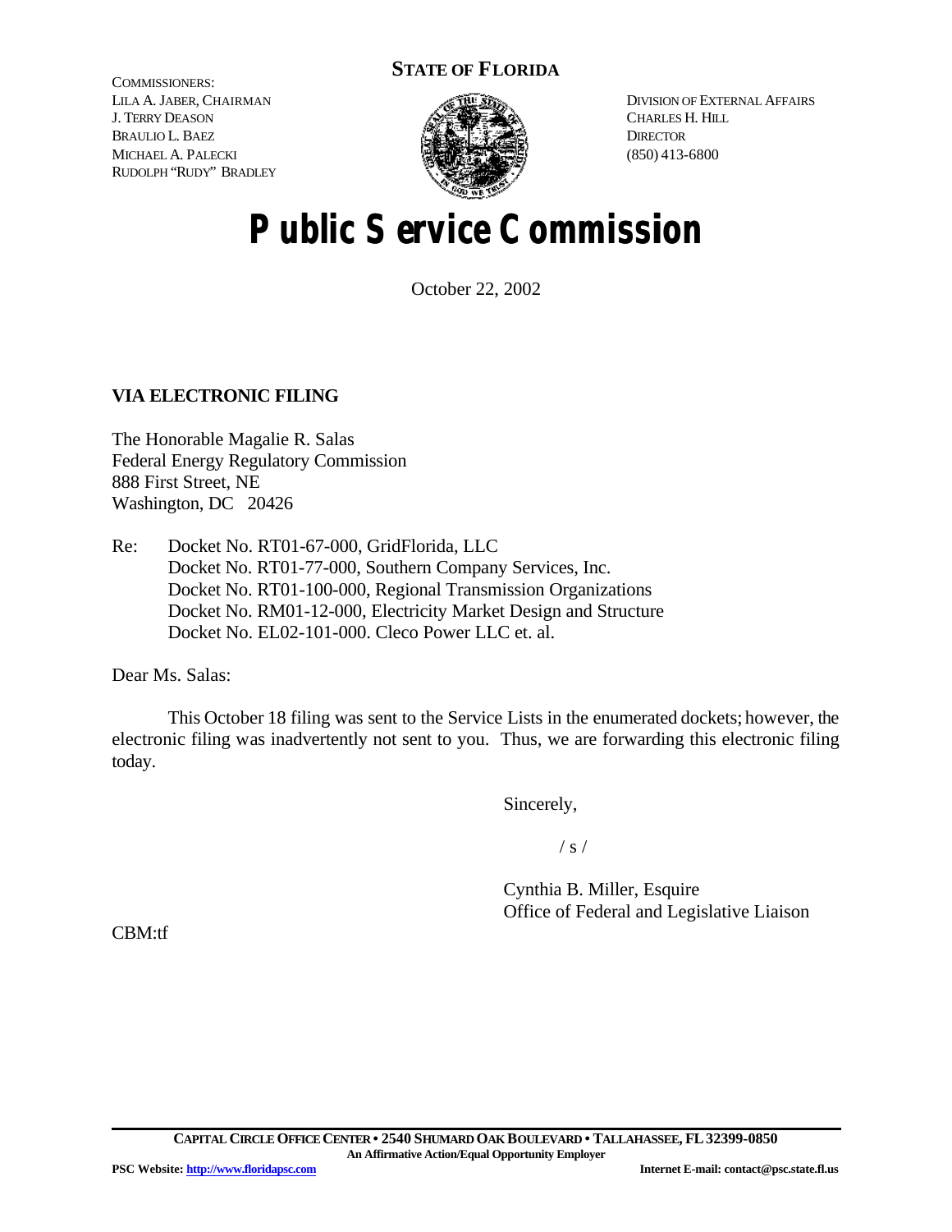**STATE OF FLORIDA**

COMMISSIONERS:
LILA A. JABER, CHAIRMAN
J. TERRY DEASON
BRAULIO L. BAEZ
MICHAEL A. PALECKI
RUDOLPH "RUDY" BRADLEY

DIVISION OF EXTERNAL AFFAIRS
CHARLES H. HILL
DIRECTOR
(850) 413-6800

# Public Service Commission

October 22, 2002

**VIA ELECTRONIC FILING**

The Honorable Magalie R. Salas
Federal Energy Regulatory Commission
888 First Street, NE
Washington, DC 20426

Re: Docket No. RT01-67-000, GridFlorida, LLC
Docket No. RT01-77-000, Southern Company Services, Inc.
Docket No. RT01-100-000, Regional Transmission Organizations
Docket No. RM01-12-000, Electricity Market Design and Structure
Docket No. EL02-101-000. Cleco Power LLC et. al.

Dear Ms. Salas:

This October 18 filing was sent to the Service Lists in the enumerated dockets; however, the electronic filing was inadvertently not sent to you. Thus, we are forwarding this electronic filing today.

Sincerely,

/ s /

Cynthia B. Miller, Esquire
Office of Federal and Legislative Liaison

CBM:tf

**CAPITAL CIRCLE OFFICE CENTER • 2540 SHUMARD OAK BOULEVARD • TALLAHASSEE, FL 32399-0850**
**An Affirmative Action/Equal Opportunity Employer**

**PSC Website: http://www.floridapsc.com** **Internet E-mail: contact@psc.state.fl.us**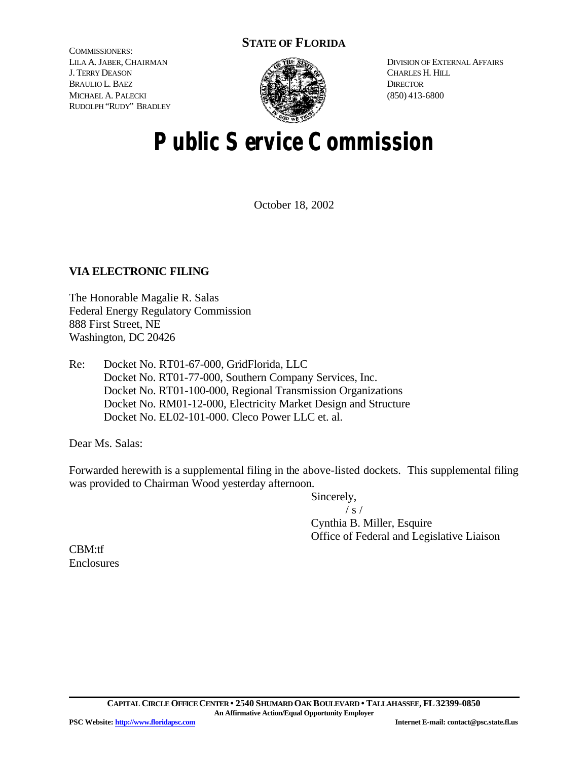**STATE OF FLORIDA**

COMMISSIONERS:
LILA A. JABER, CHAIRMAN
J. TERRY DEASON
BRAULIO L. BAEZ
MICHAEL A. PALECKI
RUDOLPH "RUDY" BRADLEY

DIVISION OF EXTERNAL AFFAIRS
CHARLES H. HILL
DIRECTOR
(850) 413-6800

# Public Service Commission

October 18, 2002

**VIA ELECTRONIC FILING**

The Honorable Magalie R. Salas
Federal Energy Regulatory Commission
888 First Street, NE
Washington, DC 20426

Re: Docket No. RT01-67-000, GridFlorida, LLC
Docket No. RT01-77-000, Southern Company Services, Inc.
Docket No. RT01-100-000, Regional Transmission Organizations
Docket No. RM01-12-000, Electricity Market Design and Structure
Docket No. EL02-101-000. Cleco Power LLC et. al.

Dear Ms. Salas:

Forwarded herewith is a supplemental filing in the above-listed dockets. This supplemental filing was provided to Chairman Wood yesterday afternoon.

Sincerely,
/ s /
Cynthia B. Miller, Esquire
Office of Federal and Legislative Liaison

CBM:tf
Enclosures

**CAPITAL CIRCLE OFFICE CENTER • 2540 SHUMARD OAK BOULEVARD • TALLAHASSEE, FL 32399-0850**
**An Affirmative Action/Equal Opportunity Employer**
**PSC Website: http://www.floridapsc.com** **Internet E-mail: contact@psc.state.fl.us**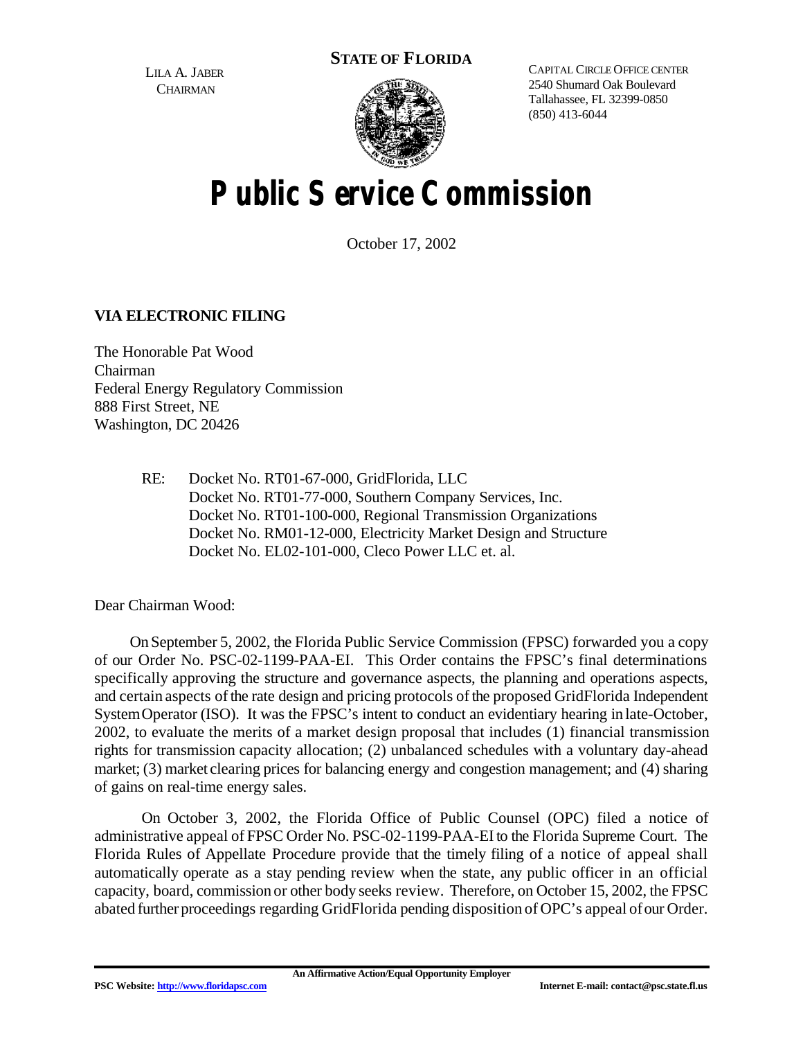STATE OF FLORIDA

LILA A. JABER
CHAIRMAN

CAPITAL CIRCLE OFFICE CENTER
2540 Shumard Oak Boulevard
Tallahassee, FL 32399-0850
(850) 413-6044

# Public Service Commission

October 17, 2002

**VIA ELECTRONIC FILING**

The Honorable Pat Wood
Chairman
Federal Energy Regulatory Commission
888 First Street, NE
Washington, DC 20426

RE: Docket No. RT01-67-000, GridFlorida, LLC
Docket No. RT01-77-000, Southern Company Services, Inc.
Docket No. RT01-100-000, Regional Transmission Organizations
Docket No. RM01-12-000, Electricity Market Design and Structure
Docket No. EL02-101-000, Cleco Power LLC et. al.

Dear Chairman Wood:

On September 5, 2002, the Florida Public Service Commission (FPSC) forwarded you a copy of our Order No. PSC-02-1199-PAA-EI. This Order contains the FPSC's final determinations specifically approving the structure and governance aspects, the planning and operations aspects, and certain aspects of the rate design and pricing protocols of the proposed GridFlorida Independent System Operator (ISO). It was the FPSC's intent to conduct an evidentiary hearing in late-October, 2002, to evaluate the merits of a market design proposal that includes (1) financial transmission rights for transmission capacity allocation; (2) unbalanced schedules with a voluntary day-ahead market; (3) market clearing prices for balancing energy and congestion management; and (4) sharing of gains on real-time energy sales.

On October 3, 2002, the Florida Office of Public Counsel (OPC) filed a notice of administrative appeal of FPSC Order No. PSC-02-1199-PAA-EI to the Florida Supreme Court. The Florida Rules of Appellate Procedure provide that the timely filing of a notice of appeal shall automatically operate as a stay pending review when the state, any public officer in an official capacity, board, commission or other body seeks review. Therefore, on October 15, 2002, the FPSC abated further proceedings regarding GridFlorida pending disposition of OPC's appeal of our Order.

An Affirmative Action/Equal Opportunity Employer

PSC Website: http://www.floridapsc.com Internet E-mail: contact@psc.state.fl.us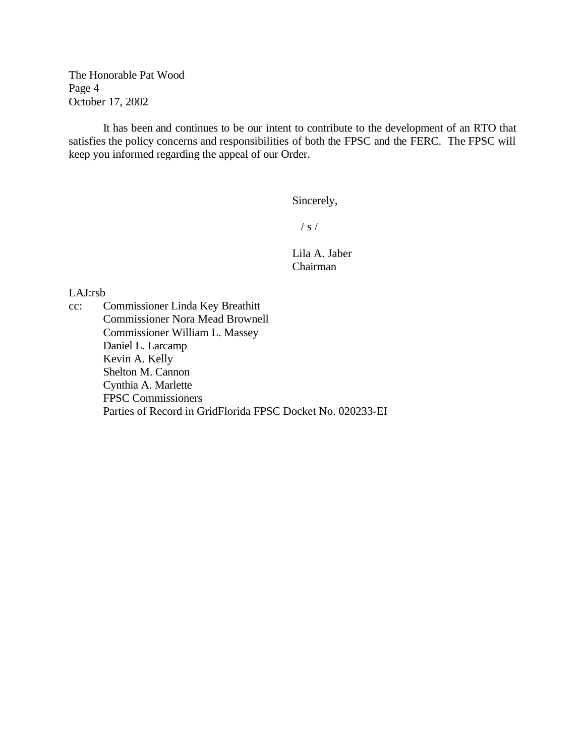It has been and continues to be our intent to contribute to the development of an RTO that satisfies the policy concerns and responsibilities of both the FPSC and the FERC. The FPSC will keep you informed regarding the appeal of our Order.

Sincerely,

/ s /

Lila A. Jaber
Chairman

LAJ:rsb

cc: Commissioner Linda Key Breathitt
Commissioner Nora Mead Brownell
Commissioner William L. Massey
Daniel L. Larcamp
Kevin A. Kelly
Shelton M. Cannon
Cynthia A. Marlette
FPSC Commissioners
Parties of Record in GridFlorida FPSC Docket No. 020233-EI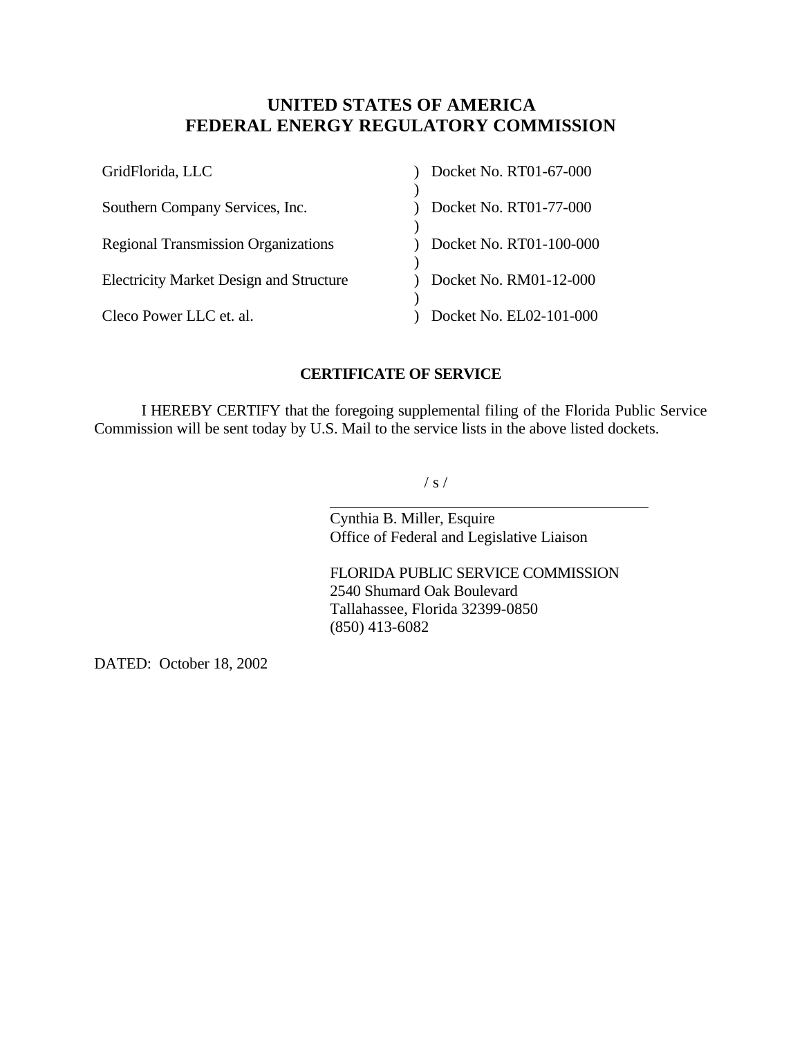# UNITED STATES OF AMERICA
# FEDERAL ENERGY REGULATORY COMMISSION

| | | |
|---|---|---|
| GridFlorida, LLC | ) | Docket No. RT01-67-000 |
| | ) | |
| Southern Company Services, Inc. | ) | Docket No. RT01-77-000 |
| | ) | |
| Regional Transmission Organizations | ) | Docket No. RT01-100-000 |
| | ) | |
| Electricity Market Design and Structure | ) | Docket No. RM01-12-000 |
| | ) | |
| Cleco Power LLC et. al. | ) | Docket No. EL02-101-000 |

**CERTIFICATE OF SERVICE**

I HEREBY CERTIFY that the foregoing supplemental filing of the Florida Public Service Commission will be sent today by U.S. Mail to the service lists in the above listed dockets.

/ s /

Cynthia B. Miller, Esquire
Office of Federal and Legislative Liaison

FLORIDA PUBLIC SERVICE COMMISSION
2540 Shumard Oak Boulevard
Tallahassee, Florida 32399-0850
(850) 413-6082

DATED: October 18, 2002